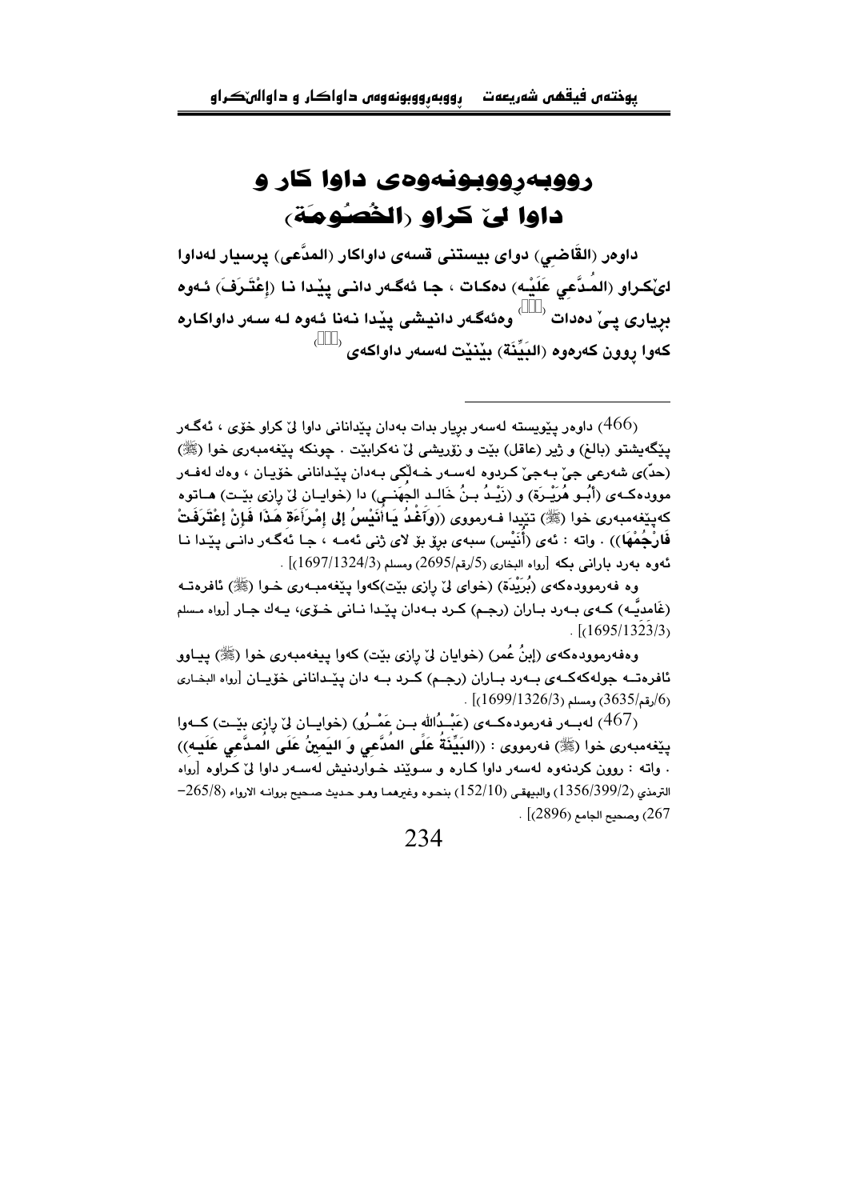# ڕووبەڕووبونەوەی داوا کار و داوا لیٚ کراو (الخُصُومَة)

داوەر (القَاضِي) دوای بیستنی قسەی داواکار (المدَّعي) پرسیار لەداوا لیٚکراو (المُدَّعي عَلَيْه) دەکات ، جا ئەگەر دانی پیٚدا نا (إعْتَرَفَ) ئەوە بڕیاری پیٚ دەدات [466] وەئەگەر دانیشی پیٚدا نەنا ئەوە لە سەر داواکارە کەوا ڕوون کەرەوە (البَيِّنَة) بیٚنیٚت لەسەر داواکەی [467]

---

(466) داوەر پیٚویستە لەسەر بڕیار بدات بەدان پیٚدانانی داوا لیٚ کراو خۆی ، ئەگەر پیٚگەیشتو (بالغ) و ژیر (عاقل) بیٚت و زۆریشی لیٚ نەکرابیٚت . چونکە پیٚغەمبەری خوا (ﷺ) (حدّ)ی شەرعی جیٚ بەجیٚ کردوە لەسەر خەڵکی بەدان پیٚدانانی خۆیان ، وەك لەفەرمودەکەی (أَبُو هُرَيْـرَة) و (زَيْـدُ بـنُ خَالِـد الجُهَنـي) دا (خوایان لیٚ ڕازی بیٚت) هاتوە کەپیٚغەمبەری خوا (ﷺ) تێیدا فەرمووی ((وَاَغْدُ يَا أُنَيْسُ إِلى إِمْرَأَةِ هَذَا فَإِنْ إعْتَرَفَتْ فَارْجُمْهَا)) . واتە : ئەی (أُنَيْس) سبەی بڕۆ بۆ لای ژنی ئەمە ، جا ئەگەر دانی پیٚدا نا ئەوە بەرد بارانی بکە [رواه البخاري (5/رقم/2695) ومسلم (1697/1324/3)] .

وە فەرموودەکەی (بُرَيْدَة) (خوای لیٚ ڕازی بیٚت)کەوا پیٚغەمبەری خوا (ﷺ) ئافرەتە (غَامديَّـه) کەی بەرد باران (رجـم) کرد بەدان پیٚدا نانی خۆی، یەك جار [رواه مسلم (1695/1323/3)] .

وەفەرموودەکەی (إبنُ عُمر) (خوایان لیٚ ڕازی بیٚت) کەوا پیغەمبەری خوا (ﷺ) پیاوو ئافرەتە جولەکەکەی بەرد باران (رجـم) کرد بە دان پیٚدانانی خۆیان [رواه البخاري (6/رقم/3635) ومسلم (1699/1326/3)] .

(467) لەبەر فەرمودەکەی (عَبْدُالله بـن عَمْـرُو) (خوایان لیٚ ڕازی بیٚت) کەوا پیٚغەمبەری خوا (ﷺ) فەرمووی : ((البَيِّنَةُ عَلَى المُدَّعِي وَ اليَمِينُ عَلَى المُدَّعِي عَلَيه)) . واتە : ڕوون کردنەوە لەسەر داوا کارە و سوێند خواردنیش لەسەر داوا لیٚ کراوە [رواه الترمذي (1356/399/2) والبيهقي (152/10) بنحوه وغيرهما وهو حديث صحيح برواته الارواء (8/265-267) وصحيح الجامع (2896)] .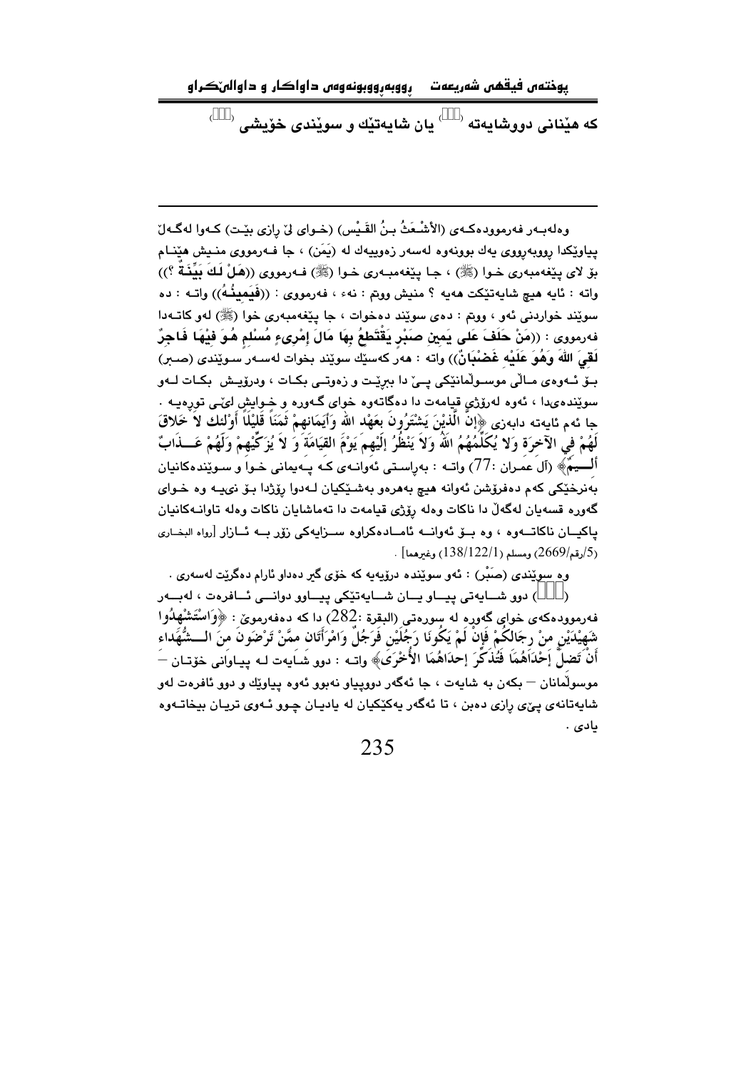که هێنانی دووشایەته (١) یان شایەتێك و سوێندی خۆیشی (٢)

---

وەلەبەر فەرموودەکەی (الأشْعَثُ بنُ القَيْس) (خـوای لێ ڕازی بێت) کـەوا لەگـەڵ پیاوێکدا ڕووبەڕووی یەك بوونەوە لەسەر زەوییەك لە (يَمَن) ، جا فـەرمووی منـیش هێنـام بۆ لای پێغەمبەری خـوا (ﷺ) ، جـا پێغەمبـەری خـوا (ﷺ) فـەرمووی ((هَلْ لَكَ بَيِّنَـةٌ ؟)) واته : ئایە هیچ شایەتێکت هەیە ؟ منیش ووتم : نەء ، فەرمووی : ((فَيَمِينُـهُ)) واتـه : دە سوێند خواردنی ئەو ، ووتم : دەی سوێند دەخوات ، جا پێغەمبەری خوا (ﷺ) لەو کاتـەدا فەرمووی : ((مَنْ حَلَفَ عَلى يَمِينِ صَبْرٍ يَقْتَطِعُ بِهَا مَالَ إمْرِىءٍ مُسْلِمٍ هُوَ فِيْهَا فَاجِرٌ لَقِيَ اللهَ وَهُوَ عَلَيْهِ غَضْبَانٌ)) واته : هەر کەسێك سوێند بخوات لەسـەر سـوێندی (صـبر) بـۆ ئـەوەی مـاڵی موسـوڵمانێکی پـێ دا ببڕێـت و زەوتـی بکـات ، ودرۆیـش بکـات لـەو سوێندەیدا ، ئەوە لەڕۆژی قیامەت دا دەگاتەوە خوای گـەورە و خـوایش لێـی توڕەیـە . جا ئەم ئایەتە دابەزی ﴿إِنَّ الَّذِيْنَ يَشْتَرُونَ بِعَهْدِ اللهِ وَأَيَمَانِهِمْ ثَمَنَاً قَلِيْلاً أَوْلَئِكَ لاَ خَلاقَ لَهُمْ فِي الآخِرَةِ وَلا يُكَلِّمُهُمُ اللهُ وَلاَ يَنْظُرُ إِلَيْهِمَ يَوْمَ القِيَامَةَ وَ لاَ يُزَكِّيْهِمْ وَلَهُمْ عَـذَابٌ أَلِــيمٌ﴾ (آل عمـران :77) واتـه : بەڕاسـتی ئەوانـەی کـە پـەیمانی خـوا و سـوێندەکانیان بەنرخێکی کەم دەفرۆشن ئەوانە هیچ بەهرەو بەشـێکیان لـەدوا ڕۆژدا بـۆ نییـە وە خـوای گەورە قسەیان لەگەڵ دا ناکات وەلە ڕۆژی قیامەت دا تەماشایان ناکات وەلە تاوانـەکانیان پاکیـان ناکاتــەوە ، وە بــۆ ئەوانــە ئامــادەکراوە ســزایەکی زۆر بــە ئــازار [رواه البخـاری (5/رقم/2669) ومسلم (138/122/1) وغيرهما] .

وە سوێندی (صَبْر) : ئەو سوێندە درۆیەیە کە خۆی گیر دەداو ئارام دەگرێت لەسەری .

(١) دوو شــایەتی پیــاو یــان شــایەتێکی پیــاوو دوانــی ئــافرەت ، لەبــەر فەرموودەکەی خوای گەورە لە سورەتی (البقرة :282) دا کە دەفەرموێ : ﴿وَاسْتَشْهِدُوا شَهِيْدَيْنِ مِنْ رِجَالِكُمْ فَإِنْ لَمْ يَكُونَا رَجُلَيْنِ فَرَجُلٌ وَامْرَأَتَانِ مِمَّنْ تَرْضَونَ مِنَ الــشُّهَدَاءِ أَنْ تَضِلَّ إِحْدَاهُمَا فَتُذَكِّرَ إِحدَاهُمَا الأُخْرَى﴾ واتـه : دوو شـایەت لـە پیـاوانی خۆتـان – موسوڵمانان – بکەن بە شایەت ، جا ئەگەر دووپیاو نەبوو ئەوە پیاوێك و دوو ئافرەت لەو شایەتانەی پێی ڕازی دەبن ، تا ئەگەر یەکێکیان لە یادیان چـوو ئـەوی تریـان بیخاتـەوە یادی .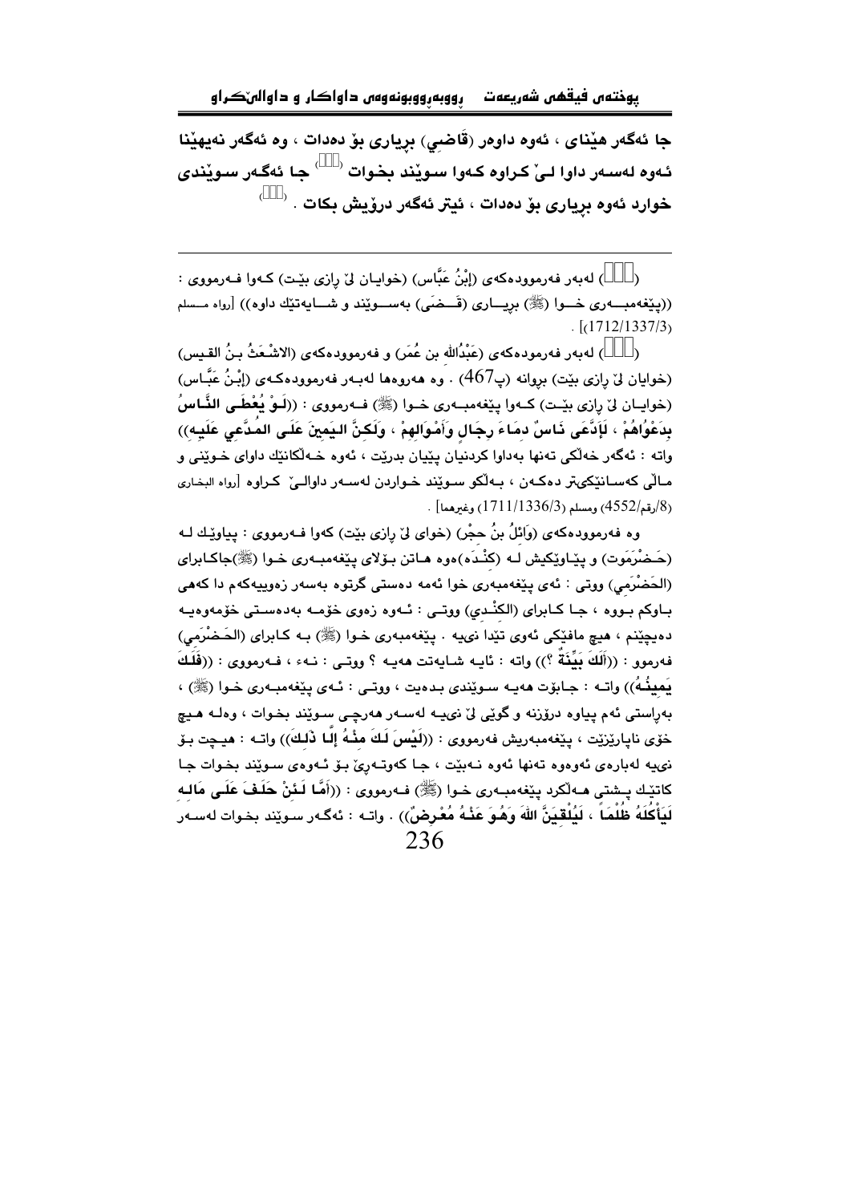جا ئەگەر هێنای ، ئەوە داوەر (قَاضِي) بڕیاری بۆ دەدات ، وە ئەگەر نەیهێنا ئەوە لەسەر داوا لێ کراوە کەوا سوێند بخوات ([]) جا ئەگەر سوێندی خوارد ئەوە بڕیاری بۆ دەدات ، ئیتر ئەگەر درۆیش بکات . ([])

---

([]) لەبەر فەرموودەکەی (إبْنُ عَبَّاس) (خوایان لێ ڕازی بێت) کەوا فەرمووی : ((پێغەمبەری خوا (ﷺ) بڕیاری (قَضَی) بەسوێند و شایەتێك داوە)) [رواه مسلم (1712/1337/3)] .

([]) لەبەر فەرمودەکەی (عَبْدُالله بن عُمَر) و فەرموودەکەی (الاشْعَثُ بنُ القیس) (خوایان لێ ڕازی بێت) بڕوانە (پ467) . وە هەروەها لەبەر فەرموودەکەی (إبْنُ عَبَّاس) (خوایان لێ ڕازی بێت) کەوا پێغەمبەری خوا (ﷺ) فەرمووی : ((**لَوْ يُعْطَى النَّاسُ بِدَعْوَاهُمْ ، لَادَّعَى نَاسٌ دِمَاءَ رِجَالٍ وَأَمْوَالَهمْ ، وَلَكِنَّ اليَمِينَ عَلَى المُدَّعِي عَلَيه**)) واتە : ئەگەر خەڵکی تەنها بەداوا کردنیان پێیان بدرێت ، ئەوە خەڵکانێك داوای خوێنی و ماڵی کەسانێکیتر دەکەن ، بەڵکو سوێند خواردن لەسەر داوالێ کراوە [رواه البخاري (8/رقم/4552) ومسلم (1711/1336/3) وغيرهما] .

وە فەرموودەکەی (وَائِلُ بنُ حِجْر) (خوای لێ ڕازی بێت) کەوا فەرمووی : پیاوێك لە (حَضْرَمَوت) و پیاوێکیش لە (كِنْدَه)ەوە هاتن بۆلای پێغەمبەری خوا (ﷺ)جاکابرای (الحَضْرَمي) ووتی : ئەی پێغەمبەری خوا ئەمە دەستی گرتوە بەسەر زەوییەکەم دا کەهی باوکم بووە ، جا کابرای (الكِنْدي) ووتی : ئەوە زەوی خۆمە بەدەستی خۆمەوەیە دەیچێنم ، هیچ مافێکی ئەوی تێدا نییە . پێغەمبەری خوا (ﷺ) بە کابرای (الحَضْرَمي) فەرموو : ((**أَلَكَ بَيِّنَةٌ ؟**)) واتە : ئایە شایەتت هەیە ؟ ووتی : نەء ، فەرمووی : ((**فَلَكَ يَمِينُهُ**)) واتە : جابۆت هەیە سوێندی بدەیت ، ووتی : ئەی پێغەمبەری خوا (ﷺ) ، بەڕاستی ئەم پیاوە درۆزنە و گوێی لێ نییە لەسەر هەرچی سوێند بخوات ، وەلە هیچ خۆی ناپارێزێت ، پێغەمبەریش فەرمووی : ((**لَيْسَ لَكَ مِنْهُ إِلَّا ذَلِكَ**)) واتە : هیچت بۆ نییە لەبارەی ئەوەوە تەنها ئەوە نەبێت ، جا کەوتەڕێ بۆ ئەوەی سوێند بخوات جا کاتێك پشتی هەڵکرد پێغەمبەری خوا (ﷺ) فەرمووی : ((**أَمَّا لَئِنْ حَلَفَ عَلَى مَالِهِ لِيَأْكُلَهُ ظُلْمَاً ، لَيَلْقَيَنَّ اللهَ وَهُوَ عَنْهُ مُعْرِضٌ**)) . واتە : ئەگەر سوێند بخوات لەسەر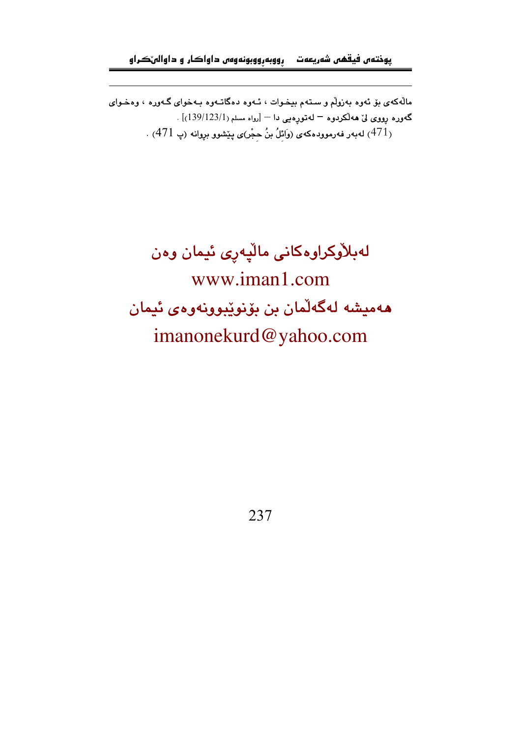ماڵەکەی بۆ ئەوە بەزوڵم و ستەم بیخوات ، ئەوە دەگاتەوە بەخوای گەورە ، وەخوای گەورە ڕووی لێ هەڵکردوە – لەتوڕەیی دا – [رواه مسلم (139/123/1)] .

(471) لەبەر فەرموودەکەی (وَائِلُ بنُ حِجْر)ی پێشوو بڕوانە (پ 471) .

## لەبلاْوکراوەکانی ماڵپەڕی ئیمان وەن

www.iman1.com

## هەمیشە لەگەڵمان بن بۆنوێبوونەوەی ئیمان

imanonekurd@yahoo.com